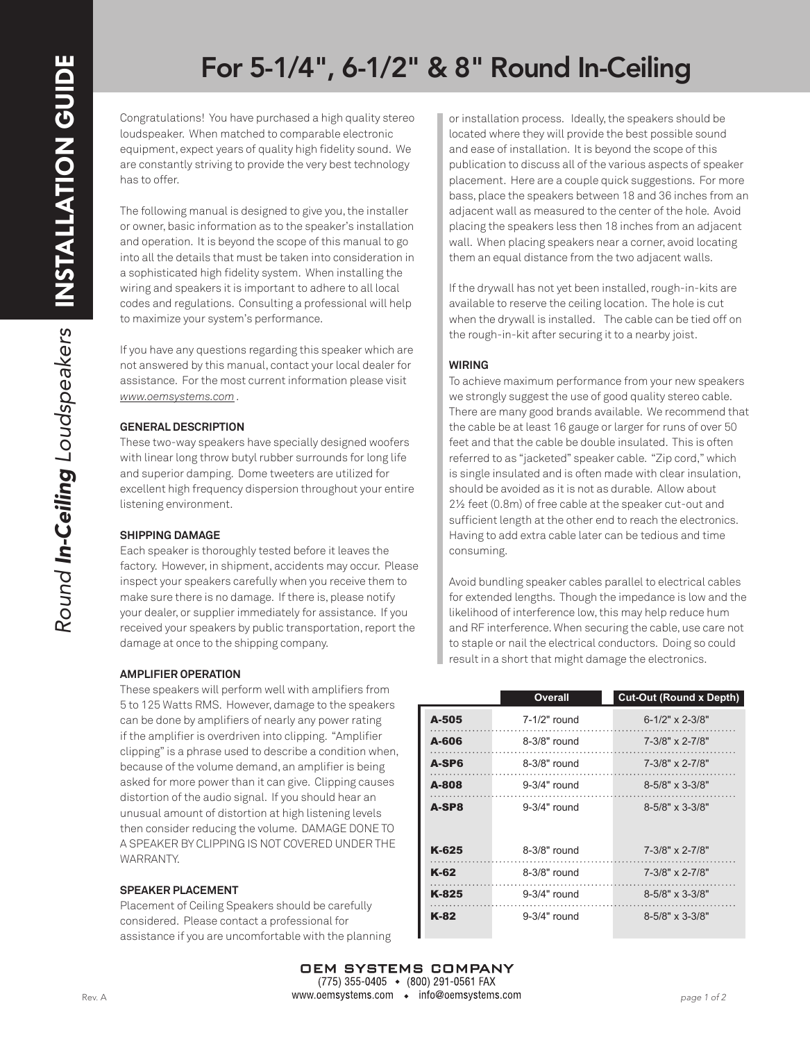# INSTALLATION GUIDE

*Round **In-Ceiling** Loudspeakers*

## For 5-1/4", 6-1/2" & 8" Round In-Ceiling

Congratulations! You have purchased a high quality stereo loudspeaker. When matched to comparable electronic equipment, expect years of quality high fidelity sound. We are constantly striving to provide the very best technology has to offer.

The following manual is designed to give you, the installer or owner, basic information as to the speaker's installation and operation. It is beyond the scope of this manual to go into all the details that must be taken into consideration in a sophisticated high fidelity system. When installing the wiring and speakers it is important to adhere to all local codes and regulations. Consulting a professional will help to maximize your system's performance.

If you have any questions regarding this speaker which are not answered by this manual, contact your local dealer for assistance. For the most current information please visit *www.oemsystems.com* .

### GENERAL DESCRIPTION

These two-way speakers have specially designed woofers with linear long throw butyl rubber surrounds for long life and superior damping. Dome tweeters are utilized for excellent high frequency dispersion throughout your entire listening environment.

### SHIPPING DAMAGE

Each speaker is thoroughly tested before it leaves the factory. However, in shipment, accidents may occur. Please inspect your speakers carefully when you receive them to make sure there is no damage. If there is, please notify your dealer, or supplier immediately for assistance. If you received your speakers by public transportation, report the damage at once to the shipping company.

### AMPLIFIER OPERATION

These speakers will perform well with amplifiers from 5 to 125 Watts RMS. However, damage to the speakers can be done by amplifiers of nearly any power rating if the amplifier is overdriven into clipping. "Amplifier clipping" is a phrase used to describe a condition when, because of the volume demand, an amplifier is being asked for more power than it can give. Clipping causes distortion of the audio signal. If you should hear an unusual amount of distortion at high listening levels then consider reducing the volume. DAMAGE DONE TO A SPEAKER BY CLIPPING IS NOT COVERED UNDER THE WARRANTY.

### SPEAKER PLACEMENT

Placement of Ceiling Speakers should be carefully considered. Please contact a professional for assistance if you are uncomfortable with the planning or installation process. Ideally, the speakers should be located where they will provide the best possible sound and ease of installation. It is beyond the scope of this publication to discuss all of the various aspects of speaker placement. Here are a couple quick suggestions. For more bass, place the speakers between 18 and 36 inches from an adjacent wall as measured to the center of the hole. Avoid placing the speakers less then 18 inches from an adjacent wall. When placing speakers near a corner, avoid locating them an equal distance from the two adjacent walls.

If the drywall has not yet been installed, rough-in-kits are available to reserve the ceiling location. The hole is cut when the drywall is installed. The cable can be tied off on the rough-in-kit after securing it to a nearby joist.

### WIRING

To achieve maximum performance from your new speakers we strongly suggest the use of good quality stereo cable. There are many good brands available. We recommend that the cable be at least 16 gauge or larger for runs of over 50 feet and that the cable be double insulated. This is often referred to as "jacketed" speaker cable. "Zip cord," which is single insulated and is often made with clear insulation, should be avoided as it is not as durable. Allow about 2½ feet (0.8m) of free cable at the speaker cut-out and sufficient length at the other end to reach the electronics. Having to add extra cable later can be tedious and time consuming.

Avoid bundling speaker cables parallel to electrical cables for extended lengths. Though the impedance is low and the likelihood of interference low, this may help reduce hum and RF interference. When securing the cable, use care not to staple or nail the electrical conductors. Doing so could result in a short that might damage the electronics.

| | Overall | Cut-Out (Round x Depth) |
|---|---|---|
| **A-505** | 7-1/2" round | 6-1/2" x 2-3/8" |
| **A-606** | 8-3/8" round | 7-3/8" x 2-7/8" |
| **A-SP6** | 8-3/8" round | 7-3/8" x 2-7/8" |
| **A-808** | 9-3/4" round | 8-5/8" x 3-3/8" |
| **A-SP8** | 9-3/4" round | 8-5/8" x 3-3/8" |
| **K-625** | 8-3/8" round | 7-3/8" x 2-7/8" |
| **K-62** | 8-3/8" round | 7-3/8" x 2-7/8" |
| **K-825** | 9-3/4" round | 8-5/8" x 3-3/8" |
| **K-82** | 9-3/4" round | 8-5/8" x 3-3/8" |

OEM SYSTEMS COMPANY
(775) 355-0405 ◆ (800) 291-0561 FAX
www.oemsystems.com ◆ info@oemsystems.com

Rev. A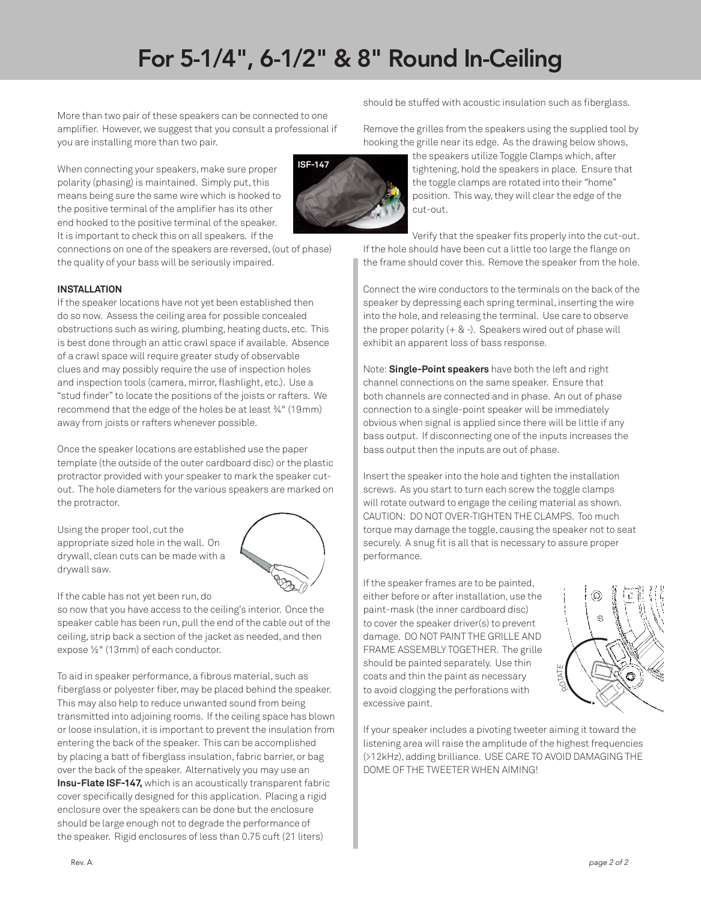# For 5-1/4", 6-1/2" & 8" Round In-Ceiling

More than two pair of these speakers can be connected to one amplifier. However, we suggest that you consult a professional if you are installing more than two pair.

When connecting your speakers, make sure proper polarity (phasing) is maintained. Simply put, this means being sure the same wire which is hooked to the positive terminal of the amplifier has its other end hooked to the positive terminal of the speaker. It is important to check this on all speakers. If the connections on one of the speakers are reversed, (out of phase) the quality of your bass will be seriously impaired.

**INSTALLATION**

If the speaker locations have not yet been established then do so now. Assess the ceiling area for possible concealed obstructions such as wiring, plumbing, heating ducts, etc. This is best done through an attic crawl space if available. Absence of a crawl space will require greater study of observable clues and may possibly require the use of inspection holes and inspection tools (camera, mirror, flashlight, etc.). Use a "stud finder" to locate the positions of the joists or rafters. We recommend that the edge of the holes be at least ¾" (19mm) away from joists or rafters whenever possible.

Once the speaker locations are established use the paper template (the outside of the outer cardboard disc) or the plastic protractor provided with your speaker to mark the speaker cut-out. The hole diameters for the various speakers are marked on the protractor.

Using the proper tool, cut the appropriate sized hole in the wall. On drywall, clean cuts can be made with a drywall saw.

If the cable has not yet been run, do so now that you have access to the ceiling's interior. Once the speaker cable has been run, pull the end of the cable out of the ceiling, strip back a section of the jacket as needed, and then expose ½" (13mm) of each conductor.

To aid in speaker performance, a fibrous material, such as fiberglass or polyester fiber, may be placed behind the speaker. This may also help to reduce unwanted sound from being transmitted into adjoining rooms. If the ceiling space has blown or loose insulation, it is important to prevent the insulation from entering the back of the speaker. This can be accomplished by placing a batt of fiberglass insulation, fabric barrier, or bag over the back of the speaker. Alternatively you may use an **Insu-Flate ISF-147,** which is an acoustically transparent fabric cover specifically designed for this application. Placing a rigid enclosure over the speakers can be done but the enclosure should be large enough not to degrade the performance of the speaker. Rigid enclosures of less than 0.75 cuft (21 liters) should be stuffed with acoustic insulation such as fiberglass.

ISF-147

Remove the grilles from the speakers using the supplied tool by hooking the grille near its edge. As the drawing below shows, the speakers utilize Toggle Clamps which, after tightening, hold the speakers in place. Ensure that the toggle clamps are rotated into their "home" position. This way, they will clear the edge of the cut-out.

Verify that the speaker fits properly into the cut-out. If the hole should have been cut a little too large the flange on the frame should cover this. Remove the speaker from the hole.

Connect the wire conductors to the terminals on the back of the speaker by depressing each spring terminal, inserting the wire into the hole, and releasing the terminal. Use care to observe the proper polarity (+ & -). Speakers wired out of phase will exhibit an apparent loss of bass response.

Note: **Single-Point speakers** have both the left and right channel connections on the same speaker. Ensure that both channels are connected and in phase. An out of phase connection to a single-point speaker will be immediately obvious when signal is applied since there will be little if any bass output. If disconnecting one of the inputs increases the bass output then the inputs are out of phase.

Insert the speaker into the hole and tighten the installation screws. As you start to turn each screw the toggle clamps will rotate outward to engage the ceiling material as shown. CAUTION: DO NOT OVER-TIGHTEN THE CLAMPS. Too much torque may damage the toggle, causing the speaker not to seat securely. A snug fit is all that is necessary to assure proper performance.

ROTATE

If the speaker frames are to be painted, either before or after installation, use the paint-mask (the inner cardboard disc) to cover the speaker driver(s) to prevent damage. DO NOT PAINT THE GRILLE AND FRAME ASSEMBLY TOGETHER. The grille should be painted separately. Use thin coats and thin the paint as necessary to avoid clogging the perforations with excessive paint.

If your speaker includes a pivoting tweeter aiming it toward the listening area will raise the amplitude of the highest frequencies (>12kHz), adding brilliance. USE CARE TO AVOID DAMAGING THE DOME OF THE TWEETER WHEN AIMING!

Rev. A